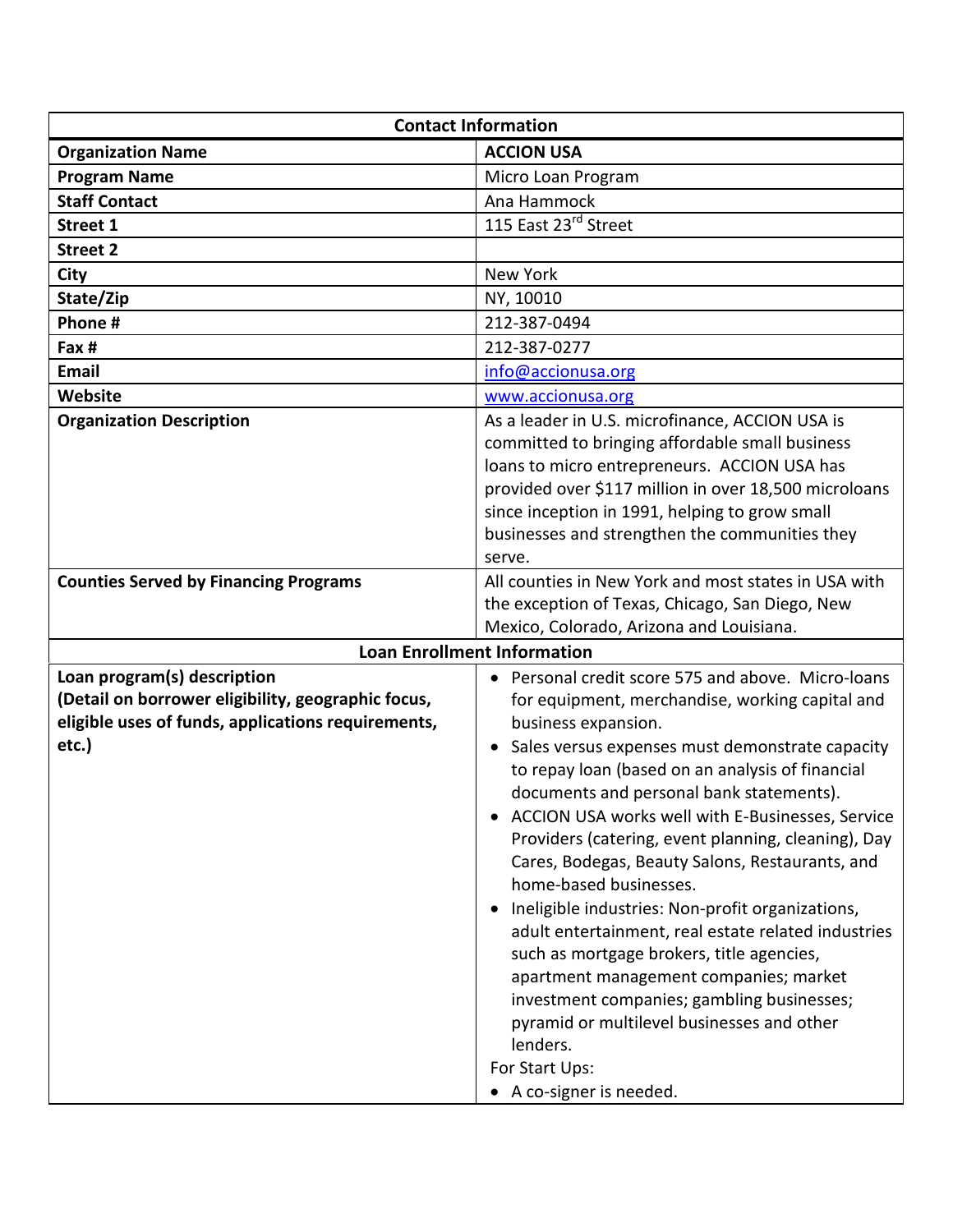| Contact Information | |
|---|---|
| **Organization Name** | **ACCION USA** |
| **Program Name** | Micro Loan Program |
| **Staff Contact** | Ana Hammock |
| **Street 1** | 115 East 23rd Street |
| **Street 2** | |
| **City** | New York |
| **State/Zip** | NY, 10010 |
| **Phone #** | 212-387-0494 |
| **Fax #** | 212-387-0277 |
| **Email** | info@accionusa.org |
| **Website** | www.accionusa.org |
| **Organization Description** | As a leader in U.S. microfinance, ACCION USA is committed to bringing affordable small business loans to micro entrepreneurs. ACCION USA has provided over $117 million in over 18,500 microloans since inception in 1991, helping to grow small businesses and strengthen the communities they serve. |
| **Counties Served by Financing Programs** | All counties in New York and most states in USA with the exception of Texas, Chicago, San Diego, New Mexico, Colorado, Arizona and Louisiana. |
| **Loan Enrollment Information** | |
| **Loan program(s) description (Detail on borrower eligibility, geographic focus, eligible uses of funds, applications requirements, etc.)** | • Personal credit score 575 and above. Micro-loans for equipment, merchandise, working capital and business expansion.<br>• Sales versus expenses must demonstrate capacity to repay loan (based on an analysis of financial documents and personal bank statements).<br>• ACCION USA works well with E-Businesses, Service Providers (catering, event planning, cleaning), Day Cares, Bodegas, Beauty Salons, Restaurants, and home-based businesses.<br>• Ineligible industries: Non-profit organizations, adult entertainment, real estate related industries such as mortgage brokers, title agencies, apartment management companies; market investment companies; gambling businesses; pyramid or multilevel businesses and other lenders.<br>For Start Ups:<br>• A co-signer is needed. |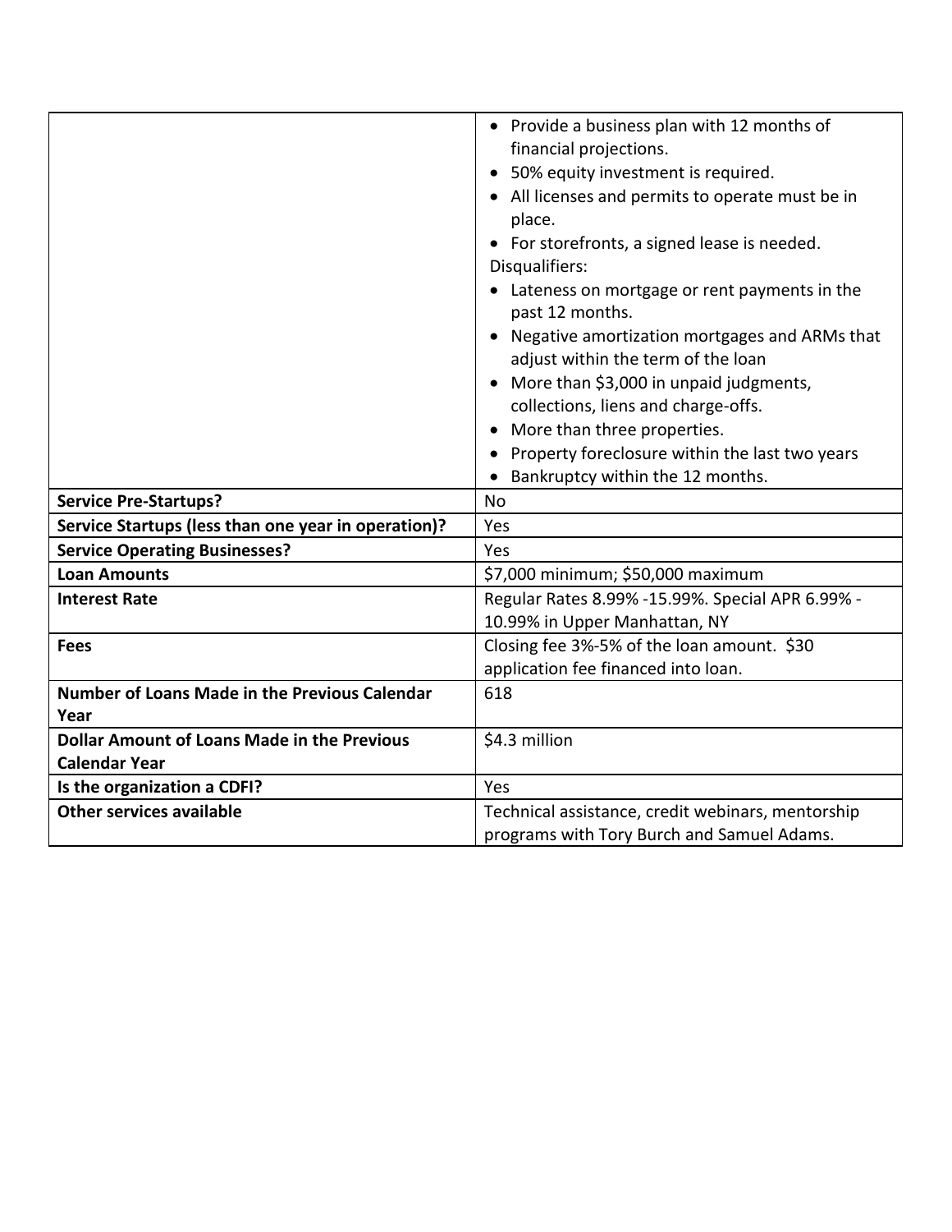| | |
|---|---|
| | • Provide a business plan with 12 months of financial projections.<br>• 50% equity investment is required.<br>• All licenses and permits to operate must be in place.<br>• For storefronts, a signed lease is needed.<br>Disqualifiers:<br>• Lateness on mortgage or rent payments in the past 12 months.<br>• Negative amortization mortgages and ARMs that adjust within the term of the loan<br>• More than $3,000 in unpaid judgments, collections, liens and charge-offs.<br>• More than three properties.<br>• Property foreclosure within the last two years<br>• Bankruptcy within the 12 months. |
| **Service Pre-Startups?** | No |
| **Service Startups (less than one year in operation)?** | Yes |
| **Service Operating Businesses?** | Yes |
| **Loan Amounts** | $7,000 minimum; $50,000 maximum |
| **Interest Rate** | Regular Rates 8.99% -15.99%. Special APR 6.99% - 10.99% in Upper Manhattan, NY |
| **Fees** | Closing fee 3%-5% of the loan amount. $30 application fee financed into loan. |
| **Number of Loans Made in the Previous Calendar Year** | 618 |
| **Dollar Amount of Loans Made in the Previous Calendar Year** | $4.3 million |
| **Is the organization a CDFI?** | Yes |
| **Other services available** | Technical assistance, credit webinars, mentorship programs with Tory Burch and Samuel Adams. |